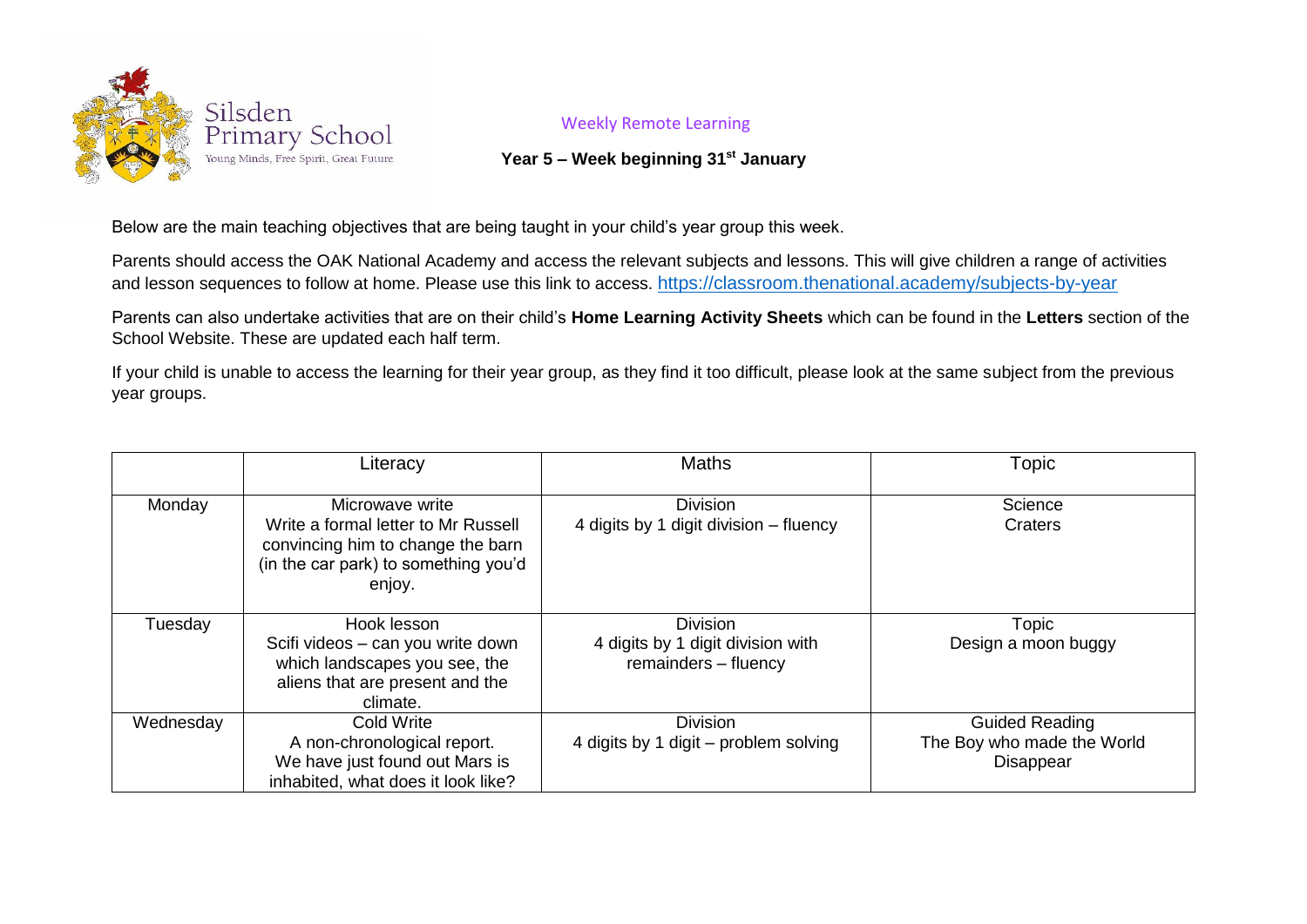Silsden Primary School

Young Minds, Free Spirit, Great Future

Weekly Remote Learning

**Year 5 – Week beginning 31st January**

Below are the main teaching objectives that are being taught in your child's year group this week.

Parents should access the OAK National Academy and access the relevant subjects and lessons. This will give children a range of activities and lesson sequences to follow at home. Please use this link to access. https://classroom.thenational.academy/subjects-by-year

Parents can also undertake activities that are on their child's **Home Learning Activity Sheets** which can be found in the **Letters** section of the School Website. These are updated each half term.

If your child is unable to access the learning for their year group, as they find it too difficult, please look at the same subject from the previous year groups.

| | Literacy | Maths | Topic |
|---|---|---|---|
| Monday | Microwave write<br>Write a formal letter to Mr Russell convincing him to change the barn (in the car park) to something you'd enjoy. | Division<br>4 digits by 1 digit division – fluency | Science<br>Craters |
| Tuesday | Hook lesson<br>Scifi videos – can you write down which landscapes you see, the aliens that are present and the climate. | Division<br>4 digits by 1 digit division with remainders – fluency | Topic<br>Design a moon buggy |
| Wednesday | Cold Write<br>A non-chronological report.<br>We have just found out Mars is inhabited, what does it look like? | Division<br>4 digits by 1 digit – problem solving | Guided Reading<br>The Boy who made the World Disappear |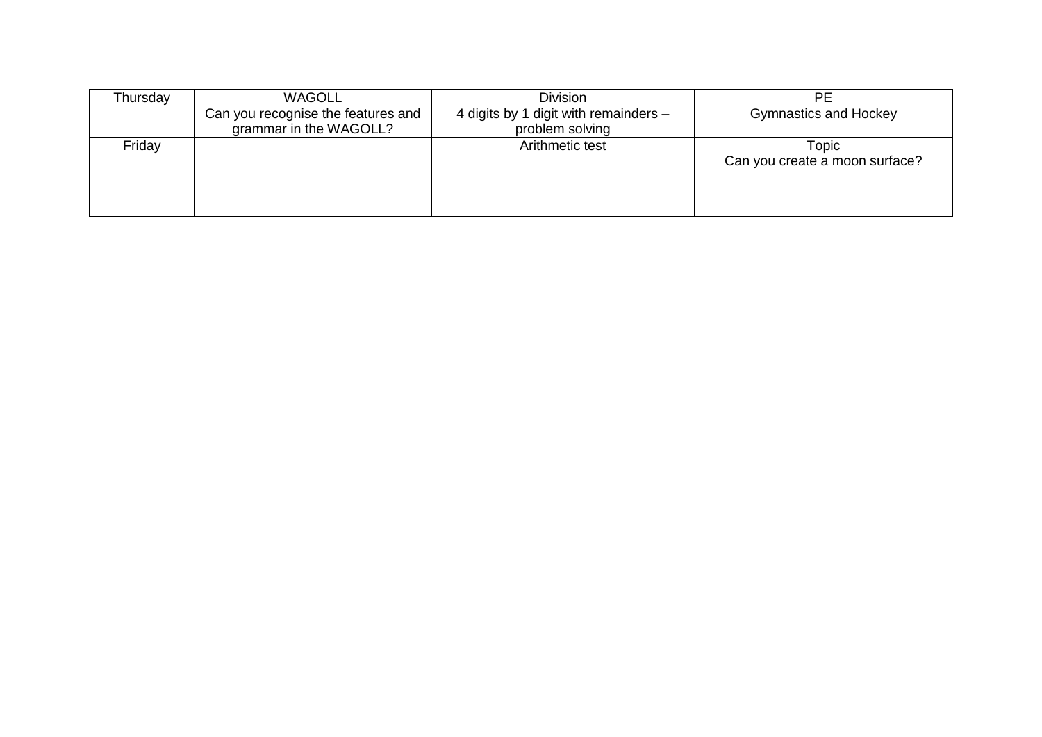| | | | |
|---|---|---|---|
| Thursday | WAGOLL<br>Can you recognise the features and grammar in the WAGOLL? | Division<br>4 digits by 1 digit with remainders – problem solving | PE<br>Gymnastics and Hockey |
| Friday | | Arithmetic test | Topic<br>Can you create a moon surface? |